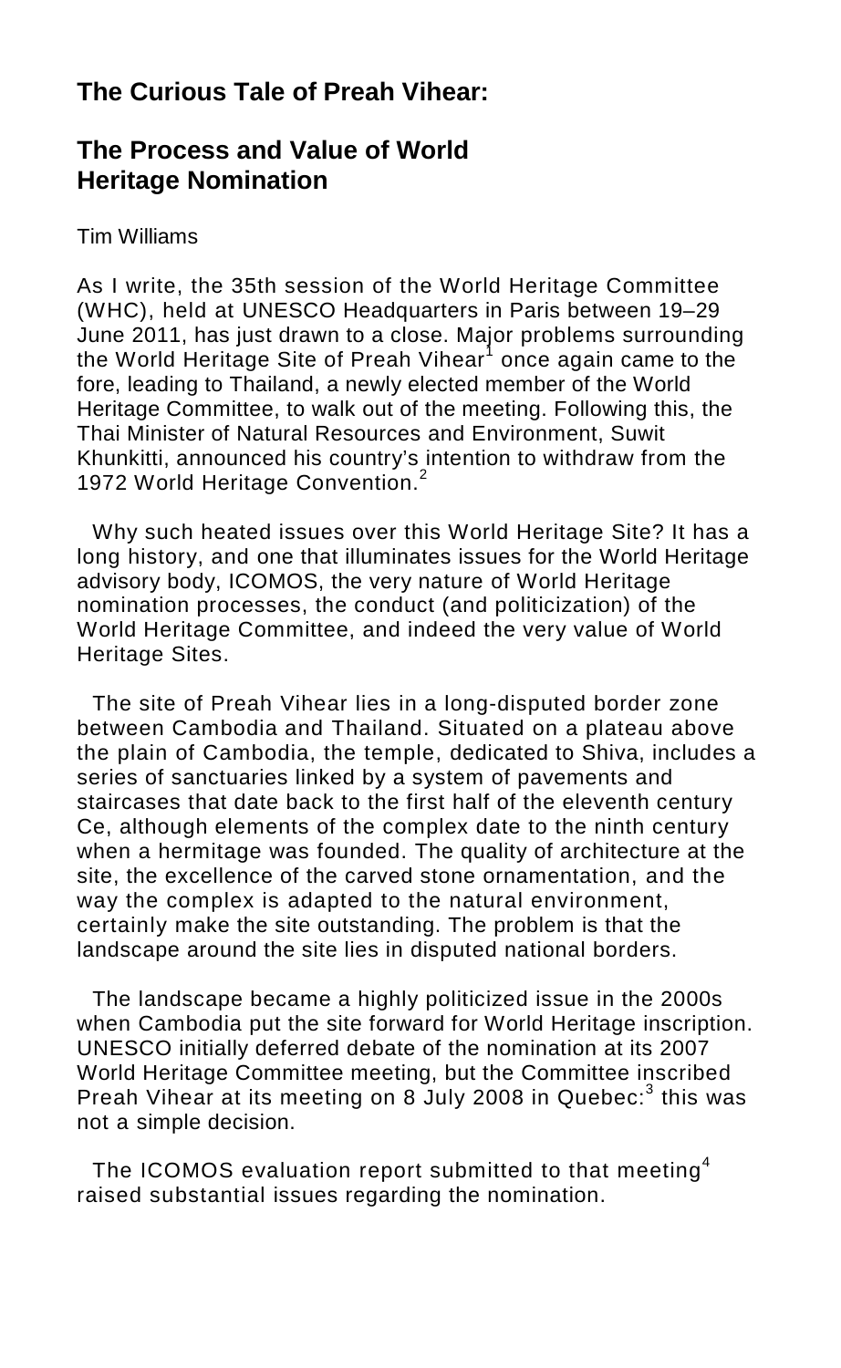## The Curious Tale of Preah Vihear:

## The Process and Value of World Heritage Nomination

Tim Williams

As I write, the 35th session of the World Heritage Committee (WHC), held at UNESCO Headquarters in Paris between 19–29 June 2011, has just drawn to a close. Major problems surrounding the World Heritage Site of Preah Vihear[1] once again came to the fore, leading to Thailand, a newly elected member of the World Heritage Committee, to walk out of the meeting. Following this, the Thai Minister of Natural Resources and Environment, Suwit Khunkitti, announced his country's intention to withdraw from the 1972 World Heritage Convention.[2]

Why such heated issues over this World Heritage Site? It has a long history, and one that illuminates issues for the World Heritage advisory body, ICOMOS, the very nature of World Heritage nomination processes, the conduct (and politicization) of the World Heritage Committee, and indeed the very value of World Heritage Sites.

The site of Preah Vihear lies in a long-disputed border zone between Cambodia and Thailand. Situated on a plateau above the plain of Cambodia, the temple, dedicated to Shiva, includes a series of sanctuaries linked by a system of pavements and staircases that date back to the first half of the eleventh century Ce, although elements of the complex date to the ninth century when a hermitage was founded. The quality of architecture at the site, the excellence of the carved stone ornamentation, and the way the complex is adapted to the natural environment, certainly make the site outstanding. The problem is that the landscape around the site lies in disputed national borders.

The landscape became a highly politicized issue in the 2000s when Cambodia put the site forward for World Heritage inscription. UNESCO initially deferred debate of the nomination at its 2007 World Heritage Committee meeting, but the Committee inscribed Preah Vihear at its meeting on 8 July 2008 in Quebec:[3] this was not a simple decision.

The ICOMOS evaluation report submitted to that meeting[4] raised substantial issues regarding the nomination.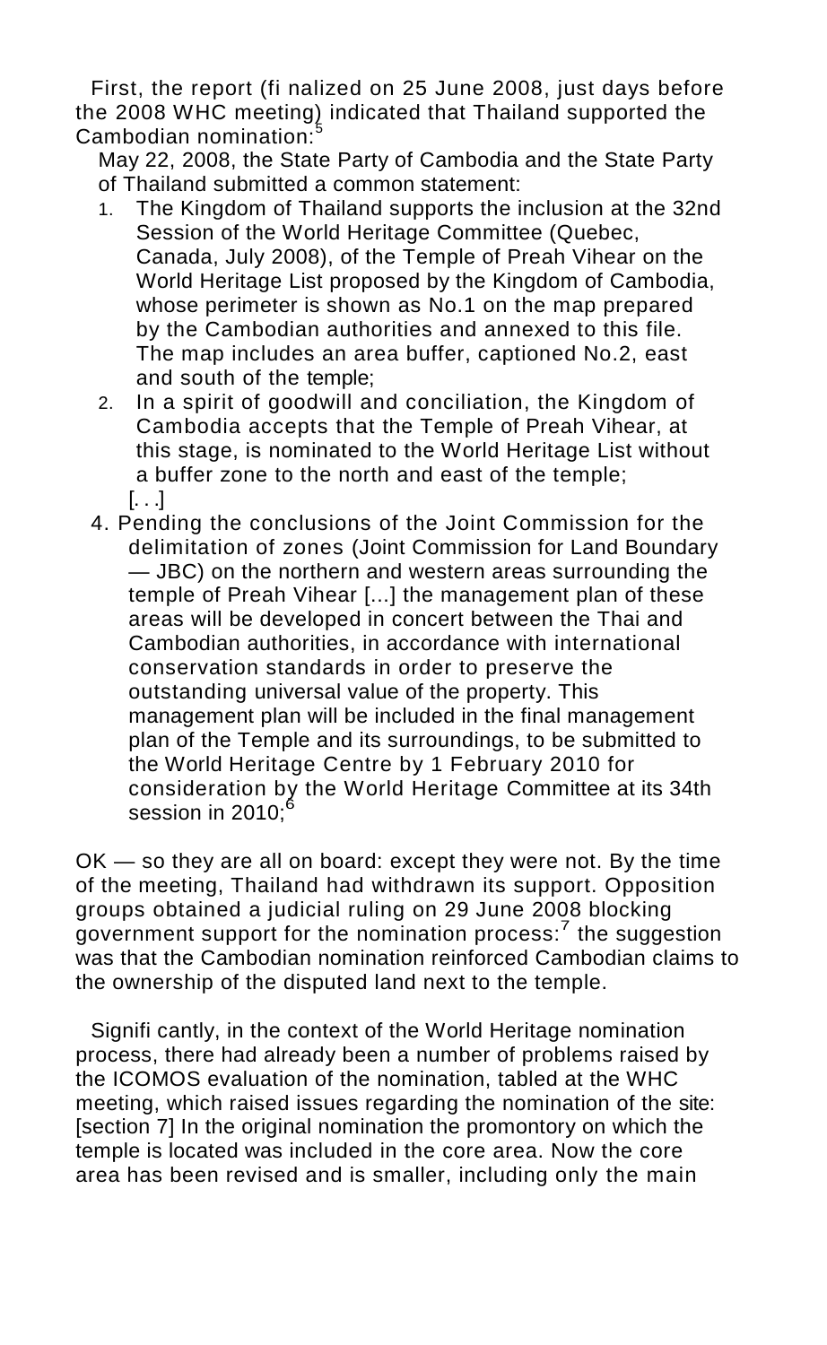First, the report (finalized on 25 June 2008, just days before the 2008 WHC meeting) indicated that Thailand supported the Cambodian nomination:[5]

> May 22, 2008, the State Party of Cambodia and the State Party of Thailand submitted a common statement:
>
> 1. The Kingdom of Thailand supports the inclusion at the 32nd Session of the World Heritage Committee (Quebec, Canada, July 2008), of the Temple of Preah Vihear on the World Heritage List proposed by the Kingdom of Cambodia, whose perimeter is shown as No.1 on the map prepared by the Cambodian authorities and annexed to this file. The map includes an area buffer, captioned No.2, east and south of the temple;
> 2. In a spirit of goodwill and conciliation, the Kingdom of Cambodia accepts that the Temple of Preah Vihear, at this stage, is nominated to the World Heritage List without a buffer zone to the north and east of the temple;
>
> [. . .]
>
> 4. Pending the conclusions of the Joint Commission for the delimitation of zones (Joint Commission for Land Boundary — JBC) on the northern and western areas surrounding the temple of Preah Vihear [...] the management plan of these areas will be developed in concert between the Thai and Cambodian authorities, in accordance with international conservation standards in order to preserve the outstanding universal value of the property. This management plan will be included in the final management plan of the Temple and its surroundings, to be submitted to the World Heritage Centre by 1 February 2010 for consideration by the World Heritage Committee at its 34th session in 2010;[6]

OK — so they are all on board: except they were not. By the time of the meeting, Thailand had withdrawn its support. Opposition groups obtained a judicial ruling on 29 June 2008 blocking government support for the nomination process:[7] the suggestion was that the Cambodian nomination reinforced Cambodian claims to the ownership of the disputed land next to the temple.

Significantly, in the context of the World Heritage nomination process, there had already been a number of problems raised by the ICOMOS evaluation of the nomination, tabled at the WHC meeting, which raised issues regarding the nomination of the site: [section 7] In the original nomination the promontory on which the temple is located was included in the core area. Now the core area has been revised and is smaller, including only the main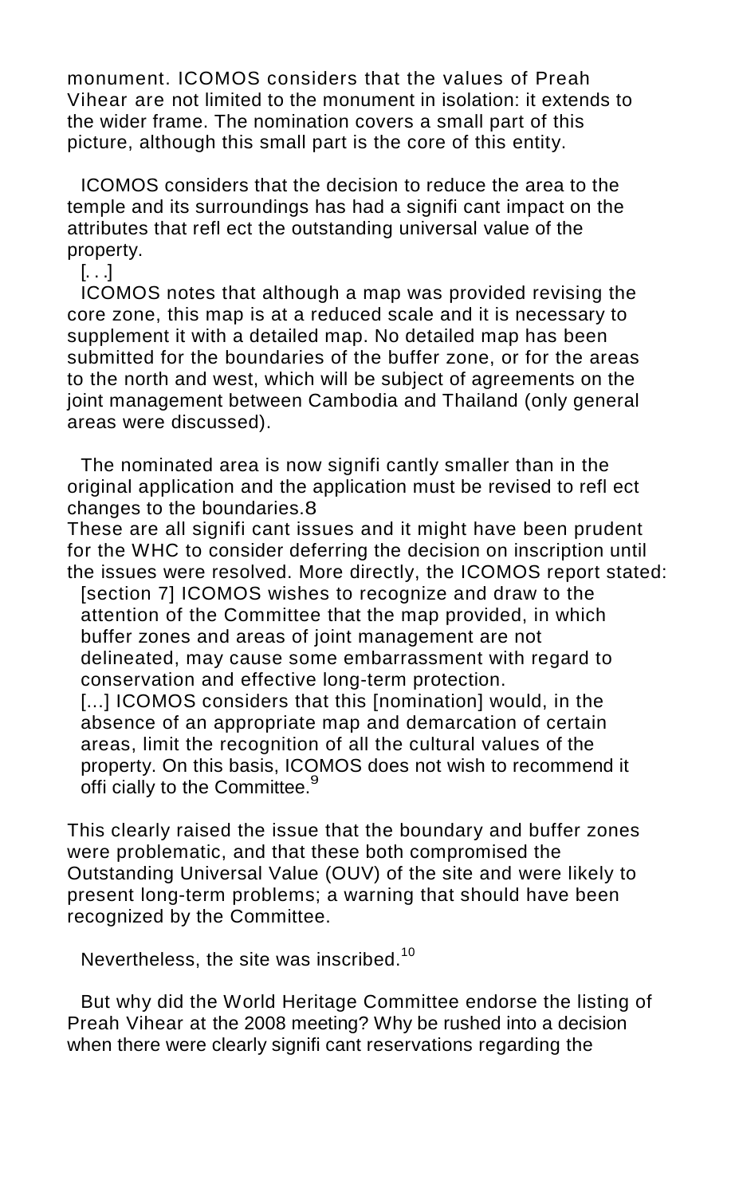monument. ICOMOS considers that the values of Preah Vihear are not limited to the monument in isolation: it extends to the wider frame. The nomination covers a small part of this picture, although this small part is the core of this entity.

> ICOMOS considers that the decision to reduce the area to the temple and its surroundings has had a signifi cant impact on the attributes that refl ect the outstanding universal value of the property.
>
> [. . .]
>
> ICOMOS notes that although a map was provided revising the core zone, this map is at a reduced scale and it is necessary to supplement it with a detailed map. No detailed map has been submitted for the boundaries of the buffer zone, or for the areas to the north and west, which will be subject of agreements on the joint management between Cambodia and Thailand (only general areas were discussed).
>
> The nominated area is now signifi cantly smaller than in the original application and the application must be revised to refl ect changes to the boundaries.8

These are all signifi cant issues and it might have been prudent for the WHC to consider deferring the decision on inscription until the issues were resolved. More directly, the ICOMOS report stated:

> [section 7] ICOMOS wishes to recognize and draw to the attention of the Committee that the map provided, in which buffer zones and areas of joint management are not delineated, may cause some embarrassment with regard to conservation and effective long-term protection.
>
> [...] ICOMOS considers that this [nomination] would, in the absence of an appropriate map and demarcation of certain areas, limit the recognition of all the cultural values of the property. On this basis, ICOMOS does not wish to recommend it offi cially to the Committee.[9]

This clearly raised the issue that the boundary and buffer zones were problematic, and that these both compromised the Outstanding Universal Value (OUV) of the site and were likely to present long-term problems; a warning that should have been recognized by the Committee.

Nevertheless, the site was inscribed.[10]

But why did the World Heritage Committee endorse the listing of Preah Vihear at the 2008 meeting? Why be rushed into a decision when there were clearly signifi cant reservations regarding the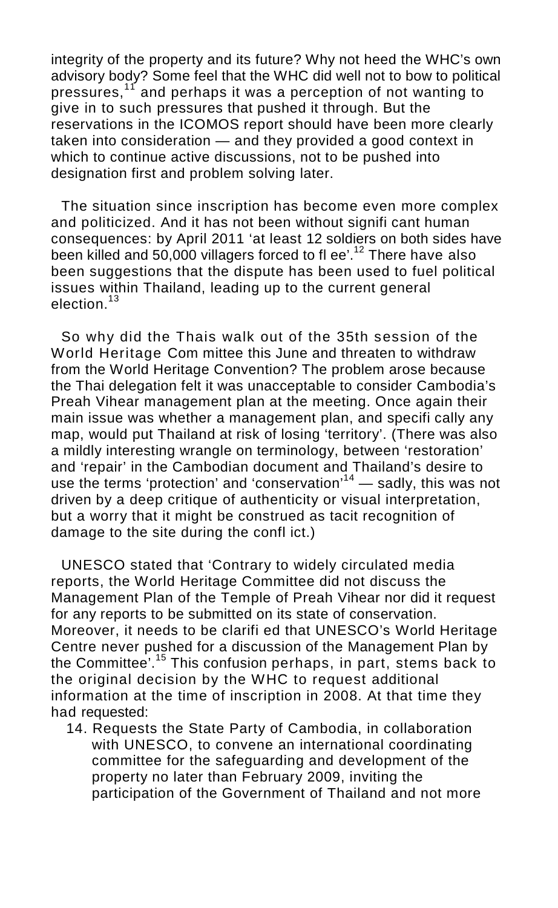integrity of the property and its future? Why not heed the WHC's own advisory body? Some feel that the WHC did well not to bow to political pressures,[11] and perhaps it was a perception of not wanting to give in to such pressures that pushed it through. But the reservations in the ICOMOS report should have been more clearly taken into consideration — and they provided a good context in which to continue active discussions, not to be pushed into designation first and problem solving later.

The situation since inscription has become even more complex and politicized. And it has not been without significant human consequences: by April 2011 'at least 12 soldiers on both sides have been killed and 50,000 villagers forced to flee'.[12] There have also been suggestions that the dispute has been used to fuel political issues within Thailand, leading up to the current general election.[13]

So why did the Thais walk out of the 35th session of the World Heritage Committee this June and threaten to withdraw from the World Heritage Convention? The problem arose because the Thai delegation felt it was unacceptable to consider Cambodia's Preah Vihear management plan at the meeting. Once again their main issue was whether a management plan, and specifically any map, would put Thailand at risk of losing 'territory'. (There was also a mildly interesting wrangle on terminology, between 'restoration' and 'repair' in the Cambodian document and Thailand's desire to use the terms 'protection' and 'conservation'[14] — sadly, this was not driven by a deep critique of authenticity or visual interpretation, but a worry that it might be construed as tacit recognition of damage to the site during the conflict.)

UNESCO stated that 'Contrary to widely circulated media reports, the World Heritage Committee did not discuss the Management Plan of the Temple of Preah Vihear nor did it request for any reports to be submitted on its state of conservation. Moreover, it needs to be clarified that UNESCO's World Heritage Centre never pushed for a discussion of the Management Plan by the Committee'.[15] This confusion perhaps, in part, stems back to the original decision by the WHC to request additional information at the time of inscription in 2008. At that time they had requested:

14. Requests the State Party of Cambodia, in collaboration with UNESCO, to convene an international coordinating committee for the safeguarding and development of the property no later than February 2009, inviting the participation of the Government of Thailand and not more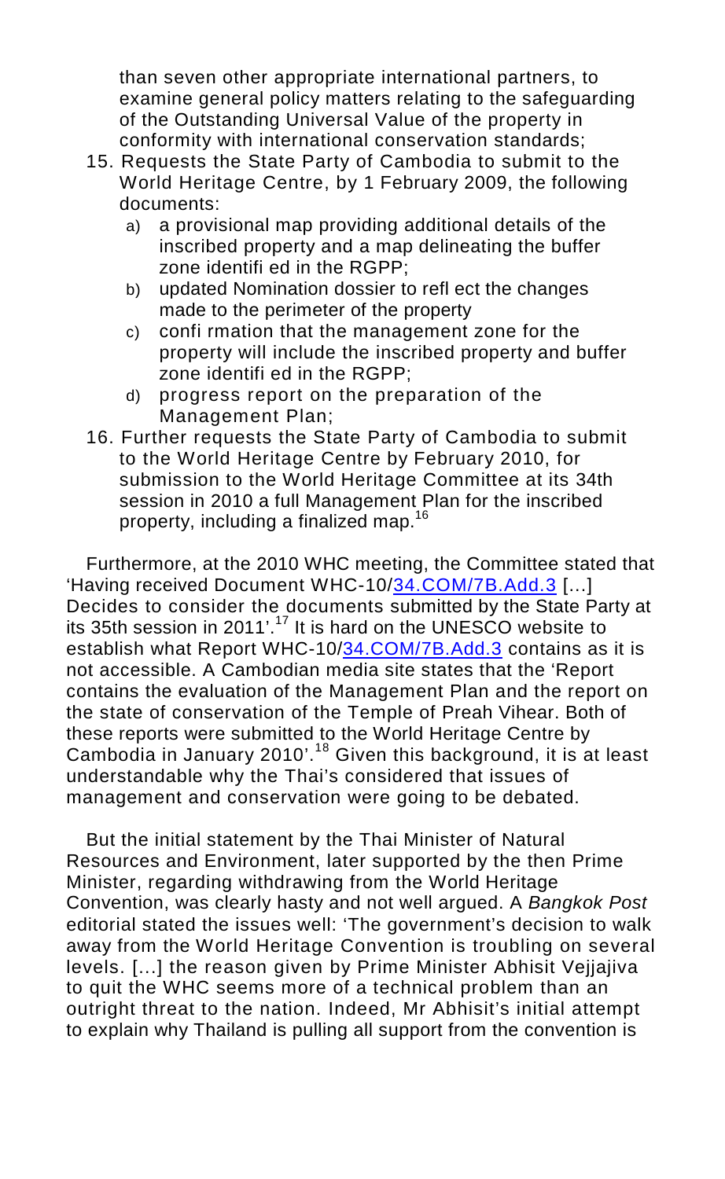than seven other appropriate international partners, to examine general policy matters relating to the safeguarding of the Outstanding Universal Value of the property in conformity with international conservation standards;

15. Requests the State Party of Cambodia to submit to the World Heritage Centre, by 1 February 2009, the following documents:
    a) a provisional map providing additional details of the inscribed property and a map delineating the buffer zone identifi ed in the RGPP;
    b) updated Nomination dossier to refl ect the changes made to the perimeter of the property
    c) confi rmation that the management zone for the property will include the inscribed property and buffer zone identifi ed in the RGPP;
    d) progress report on the preparation of the Management Plan;
16. Further requests the State Party of Cambodia to submit to the World Heritage Centre by February 2010, for submission to the World Heritage Committee at its 34th session in 2010 a full Management Plan for the inscribed property, including a finalized map.[16]

Furthermore, at the 2010 WHC meeting, the Committee stated that 'Having received Document WHC-10/34.COM/7B.Add.3 [...] Decides to consider the documents submitted by the State Party at its 35th session in 2011'.[17] It is hard on the UNESCO website to establish what Report WHC-10/34.COM/7B.Add.3 contains as it is not accessible. A Cambodian media site states that the 'Report contains the evaluation of the Management Plan and the report on the state of conservation of the Temple of Preah Vihear. Both of these reports were submitted to the World Heritage Centre by Cambodia in January 2010'.[18] Given this background, it is at least understandable why the Thai's considered that issues of management and conservation were going to be debated.

But the initial statement by the Thai Minister of Natural Resources and Environment, later supported by the then Prime Minister, regarding withdrawing from the World Heritage Convention, was clearly hasty and not well argued. A *Bangkok Post* editorial stated the issues well: 'The government's decision to walk away from the World Heritage Convention is troubling on several levels. [...] the reason given by Prime Minister Abhisit Vejjajiva to quit the WHC seems more of a technical problem than an outright threat to the nation. Indeed, Mr Abhisit's initial attempt to explain why Thailand is pulling all support from the convention is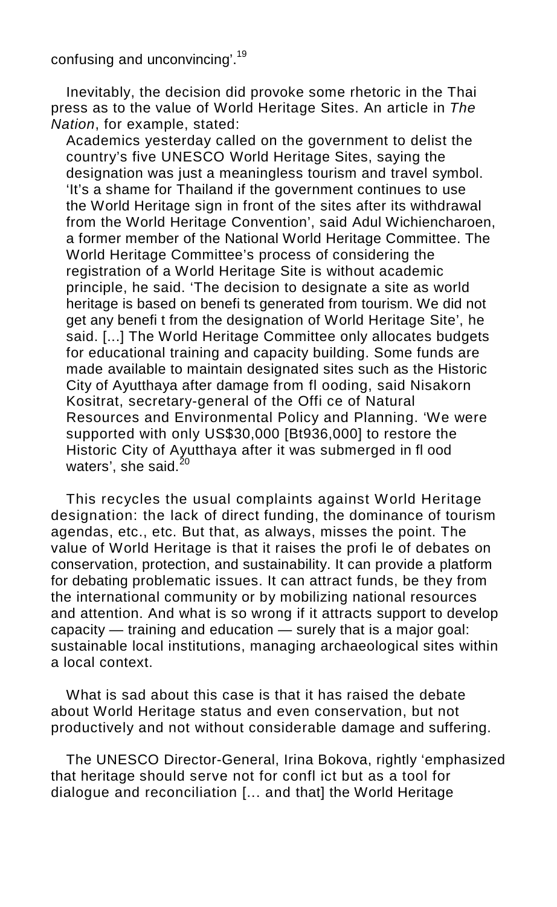confusing and unconvincing'.[19]

Inevitably, the decision did provoke some rhetoric in the Thai press as to the value of World Heritage Sites. An article in *The Nation*, for example, stated:

> Academics yesterday called on the government to delist the country's five UNESCO World Heritage Sites, saying the designation was just a meaningless tourism and travel symbol. 'It's a shame for Thailand if the government continues to use the World Heritage sign in front of the sites after its withdrawal from the World Heritage Convention', said Adul Wichiencharoen, a former member of the National World Heritage Committee. The World Heritage Committee's process of considering the registration of a World Heritage Site is without academic principle, he said. 'The decision to designate a site as world heritage is based on benefits generated from tourism. We did not get any benefit from the designation of World Heritage Site', he said. [...] The World Heritage Committee only allocates budgets for educational training and capacity building. Some funds are made available to maintain designated sites such as the Historic City of Ayutthaya after damage from flooding, said Nisakorn Kositrat, secretary-general of the Office of Natural Resources and Environmental Policy and Planning. 'We were supported with only US$30,000 [Bt936,000] to restore the Historic City of Ayutthaya after it was submerged in flood waters', she said.[20]

This recycles the usual complaints against World Heritage designation: the lack of direct funding, the dominance of tourism agendas, etc., etc. But that, as always, misses the point. The value of World Heritage is that it raises the profile of debates on conservation, protection, and sustainability. It can provide a platform for debating problematic issues. It can attract funds, be they from the international community or by mobilizing national resources and attention. And what is so wrong if it attracts support to develop capacity — training and education — surely that is a major goal: sustainable local institutions, managing archaeological sites within a local context.

What is sad about this case is that it has raised the debate about World Heritage status and even conservation, but not productively and not without considerable damage and suffering.

The UNESCO Director-General, Irina Bokova, rightly 'emphasized that heritage should serve not for conflict but as a tool for dialogue and reconciliation [... and that] the World Heritage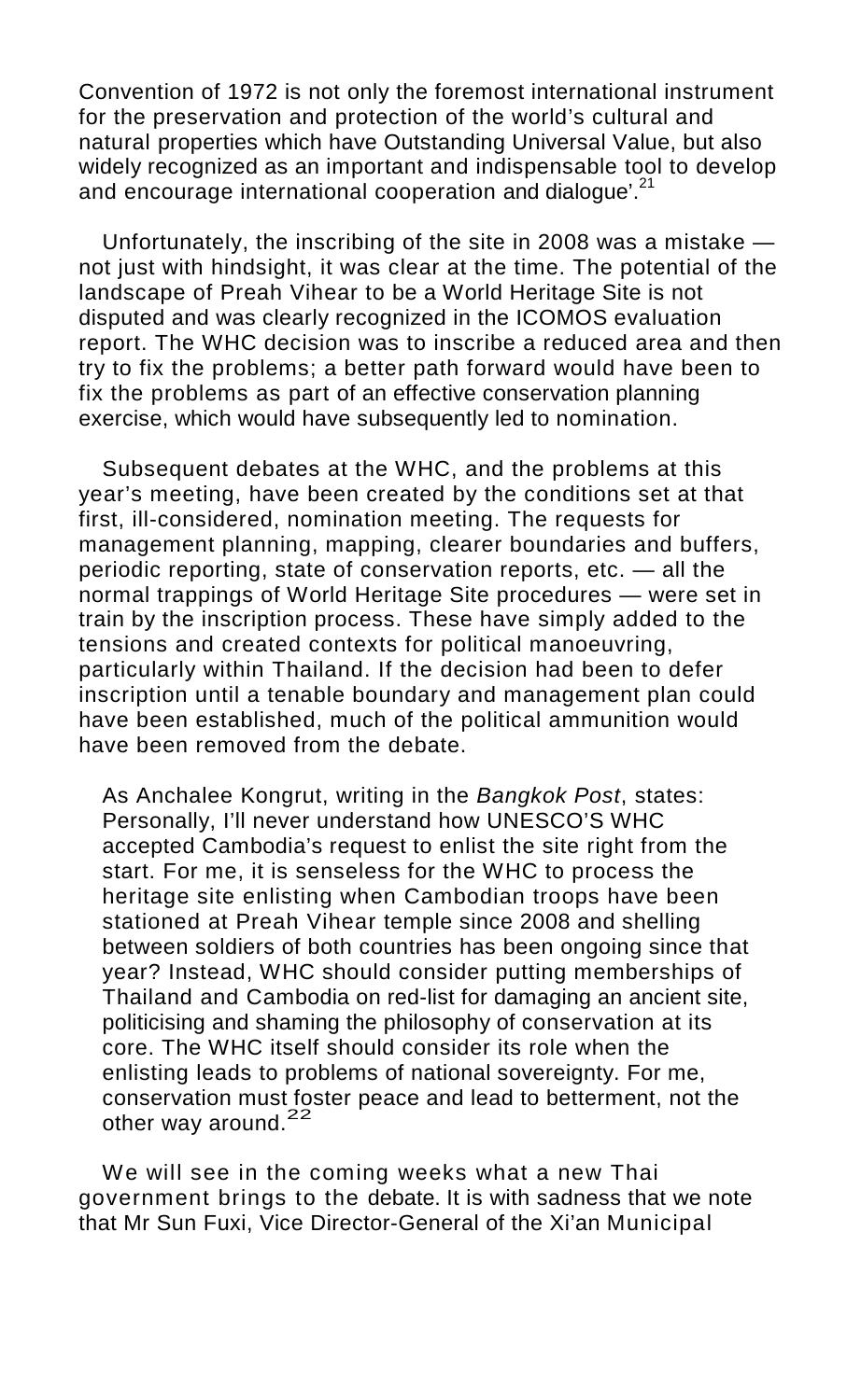Convention of 1972 is not only the foremost international instrument for the preservation and protection of the world's cultural and natural properties which have Outstanding Universal Value, but also widely recognized as an important and indispensable tool to develop and encourage international cooperation and dialogue'.[21]

Unfortunately, the inscribing of the site in 2008 was a mistake — not just with hindsight, it was clear at the time. The potential of the landscape of Preah Vihear to be a World Heritage Site is not disputed and was clearly recognized in the ICOMOS evaluation report. The WHC decision was to inscribe a reduced area and then try to fix the problems; a better path forward would have been to fix the problems as part of an effective conservation planning exercise, which would have subsequently led to nomination.

Subsequent debates at the WHC, and the problems at this year's meeting, have been created by the conditions set at that first, ill-considered, nomination meeting. The requests for management planning, mapping, clearer boundaries and buffers, periodic reporting, state of conservation reports, etc. — all the normal trappings of World Heritage Site procedures — were set in train by the inscription process. These have simply added to the tensions and created contexts for political manoeuvring, particularly within Thailand. If the decision had been to defer inscription until a tenable boundary and management plan could have been established, much of the political ammunition would have been removed from the debate.

> As Anchalee Kongrut, writing in the *Bangkok Post*, states: Personally, I'll never understand how UNESCO'S WHC accepted Cambodia's request to enlist the site right from the start. For me, it is senseless for the WHC to process the heritage site enlisting when Cambodian troops have been stationed at Preah Vihear temple since 2008 and shelling between soldiers of both countries has been ongoing since that year? Instead, WHC should consider putting memberships of Thailand and Cambodia on red-list for damaging an ancient site, politicising and shaming the philosophy of conservation at its core. The WHC itself should consider its role when the enlisting leads to problems of national sovereignty. For me, conservation must foster peace and lead to betterment, not the other way around.[22]

We will see in the coming weeks what a new Thai government brings to the debate. It is with sadness that we note that Mr Sun Fuxi, Vice Director-General of the Xi'an Municipal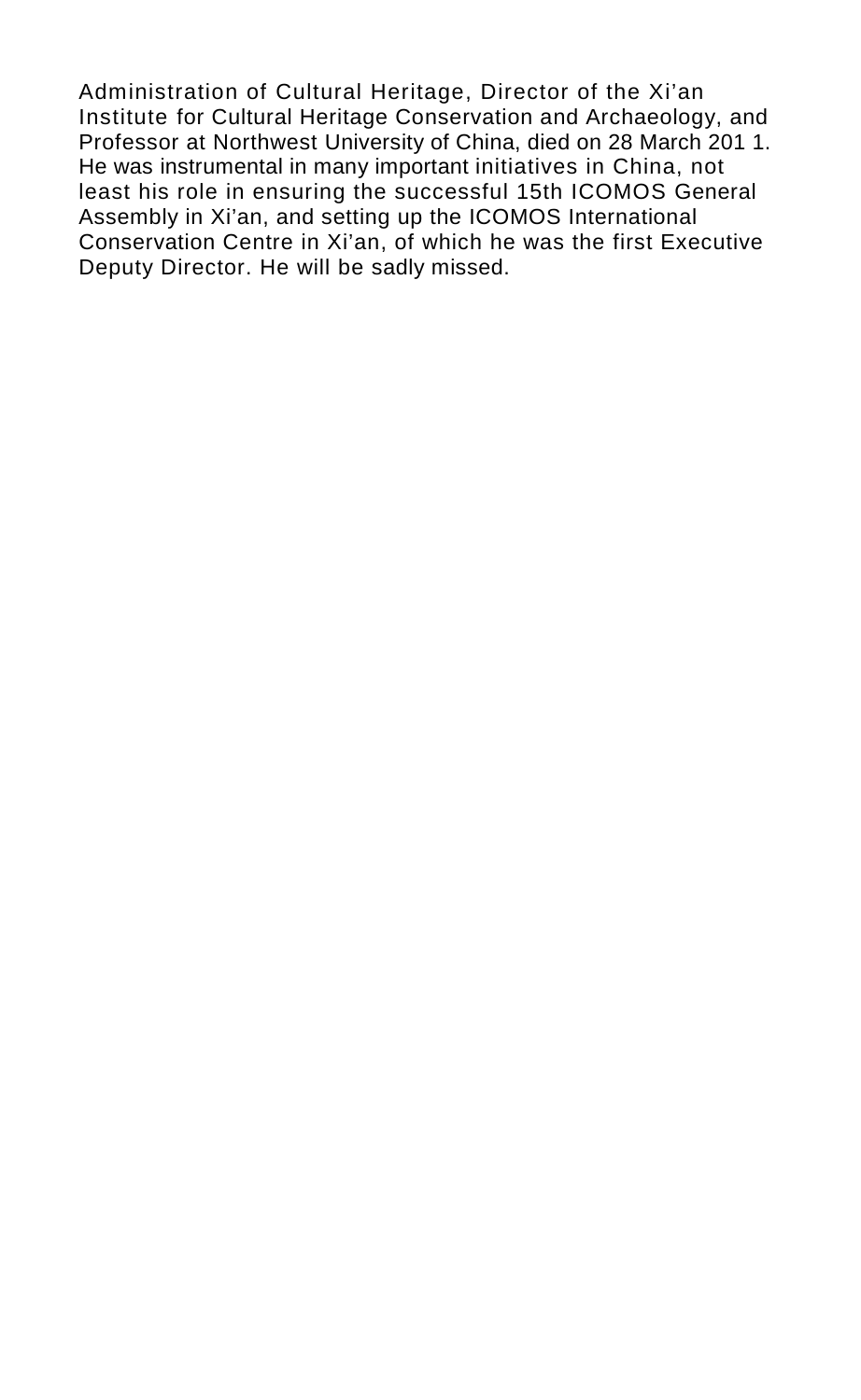Administration of Cultural Heritage, Director of the Xi'an Institute for Cultural Heritage Conservation and Archaeology, and Professor at Northwest University of China, died on 28 March 201 1. He was instrumental in many important initiatives in China, not least his role in ensuring the successful 15th ICOMOS General Assembly in Xi'an, and setting up the ICOMOS International Conservation Centre in Xi'an, of which he was the first Executive Deputy Director. He will be sadly missed.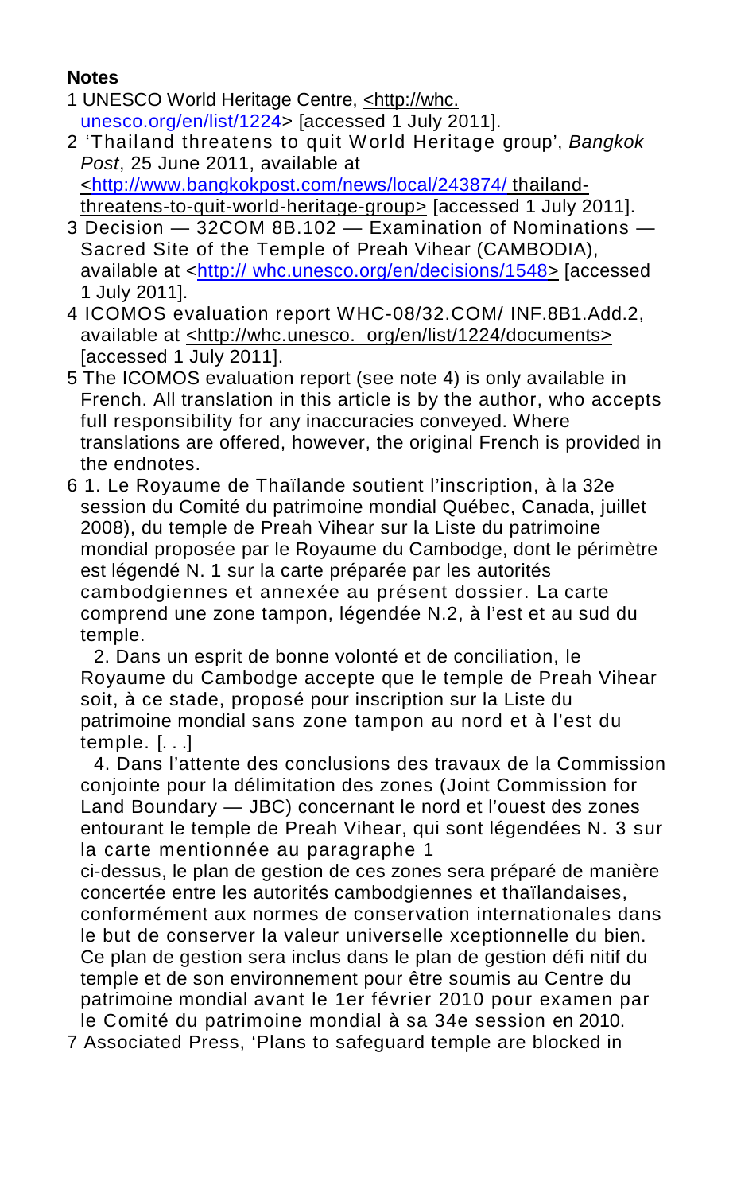**Notes**

1 UNESCO World Heritage Centre, <http://whc.unesco.org/en/list/1224> [accessed 1 July 2011].

2 'Thailand threatens to quit World Heritage group', *Bangkok Post*, 25 June 2011, available at <http://www.bangkokpost.com/news/local/243874/ thailand-threatens-to-quit-world-heritage-group> [accessed 1 July 2011].

3 Decision — 32COM 8B.102 — Examination of Nominations — Sacred Site of the Temple of Preah Vihear (CAMBODIA), available at <http:// whc.unesco.org/en/decisions/1548> [accessed 1 July 2011].

4 ICOMOS evaluation report WHC-08/32.COM/ INF.8B1.Add.2, available at <http://whc.unesco. org/en/list/1224/documents> [accessed 1 July 2011].

5 The ICOMOS evaluation report (see note 4) is only available in French. All translation in this article is by the author, who accepts full responsibility for any inaccuracies conveyed. Where translations are offered, however, the original French is provided in the endnotes.

6 1. Le Royaume de Thaïlande soutient l'inscription, à la 32e session du Comité du patrimoine mondial Québec, Canada, juillet 2008), du temple de Preah Vihear sur la Liste du patrimoine mondial proposée par le Royaume du Cambodge, dont le périmètre est légendé N. 1 sur la carte préparée par les autorités cambodgiennes et annexée au présent dossier. La carte comprend une zone tampon, légendée N.2, à l'est et au sud du temple.

2. Dans un esprit de bonne volonté et de conciliation, le Royaume du Cambodge accepte que le temple de Preah Vihear soit, à ce stade, proposé pour inscription sur la Liste du patrimoine mondial sans zone tampon au nord et à l'est du temple. [. . .]

4. Dans l'attente des conclusions des travaux de la Commission conjointe pour la délimitation des zones (Joint Commission for Land Boundary — JBC) concernant le nord et l'ouest des zones entourant le temple de Preah Vihear, qui sont légendées N. 3 sur la carte mentionnée au paragraphe 1 ci-dessus, le plan de gestion de ces zones sera préparé de manière concertée entre les autorités cambodgiennes et thaïlandaises, conformément aux normes de conservation internationales dans le but de conserver la valeur universelle xceptionnelle du bien. Ce plan de gestion sera inclus dans le plan de gestion défi nitif du temple et de son environnement pour être soumis au Centre du patrimoine mondial avant le 1er février 2010 pour examen par le Comité du patrimoine mondial à sa 34e session en 2010.

7 Associated Press, 'Plans to safeguard temple are blocked in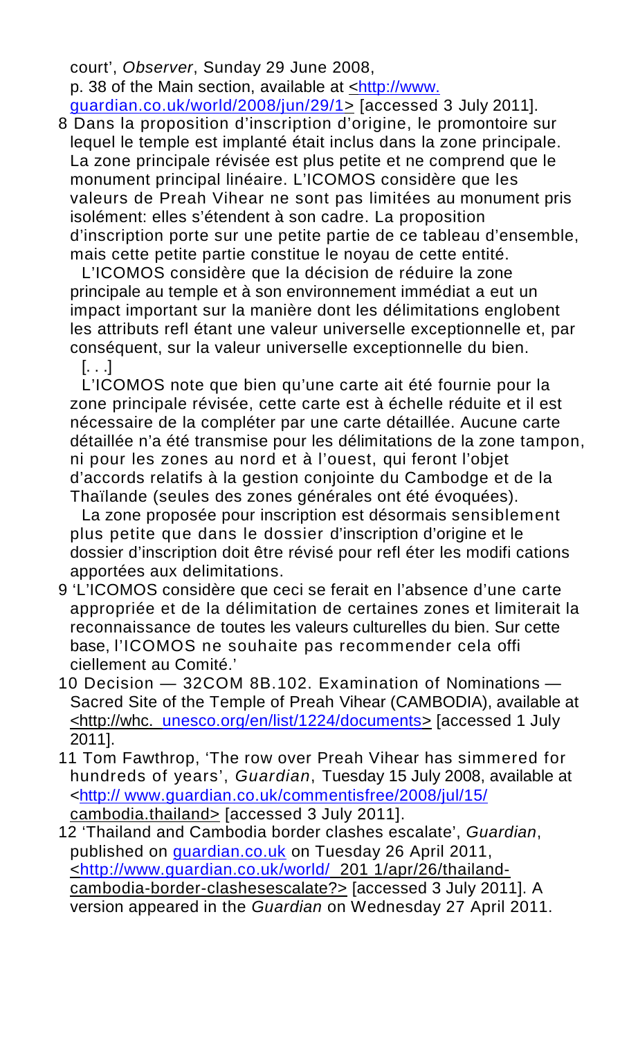court', *Observer*, Sunday 29 June 2008, p. 38 of the Main section, available at <http://www.guardian.co.uk/world/2008/jun/29/1> [accessed 3 July 2011].

8 Dans la proposition d'inscription d'origine, le promontoire sur lequel le temple est implanté était inclus dans la zone principale. La zone principale révisée est plus petite et ne comprend que le monument principal linéaire. L'ICOMOS considère que les valeurs de Preah Vihear ne sont pas limitées au monument pris isolément: elles s'étendent à son cadre. La proposition d'inscription porte sur une petite partie de ce tableau d'ensemble, mais cette petite partie constitue le noyau de cette entité.

  L'ICOMOS considère que la décision de réduire la zone principale au temple et à son environnement immédiat a eut un impact important sur la manière dont les délimitations englobent les attributs refl étant une valeur universelle exceptionnelle et, par conséquent, sur la valeur universelle exceptionnelle du bien.

  [. . .]

  L'ICOMOS note que bien qu'une carte ait été fournie pour la zone principale révisée, cette carte est à échelle réduite et il est nécessaire de la compléter par une carte détaillée. Aucune carte détaillée n'a été transmise pour les délimitations de la zone tampon, ni pour les zones au nord et à l'ouest, qui feront l'objet d'accords relatifs à la gestion conjointe du Cambodge et de la Thaïlande (seules des zones générales ont été évoquées).

  La zone proposée pour inscription est désormais sensiblement plus petite que dans le dossier d'inscription d'origine et le dossier d'inscription doit être révisé pour refl éter les modifi cations apportées aux delimitations.

9 'L'ICOMOS considère que ceci se ferait en l'absence d'une carte appropriée et de la délimitation de certaines zones et limiterait la reconnaissance de toutes les valeurs culturelles du bien. Sur cette base, l'ICOMOS ne souhaite pas recommender cela offi ciellement au Comité.'

10 Decision — 32COM 8B.102. Examination of Nominations — Sacred Site of the Temple of Preah Vihear (CAMBODIA), available at <http://whc. unesco.org/en/list/1224/documents> [accessed 1 July 2011].

11 Tom Fawthrop, 'The row over Preah Vihear has simmered for hundreds of years', *Guardian*, Tuesday 15 July 2008, available at <http:// www.guardian.co.uk/commentisfree/2008/jul/15/cambodia.thailand> [accessed 3 July 2011].

12 'Thailand and Cambodia border clashes escalate', *Guardian*, published on guardian.co.uk on Tuesday 26 April 2011, <http://www.guardian.co.uk/world/ 201 1/apr/26/thailand-cambodia-border-clashesescalate?> [accessed 3 July 2011]. A version appeared in the *Guardian* on Wednesday 27 April 2011.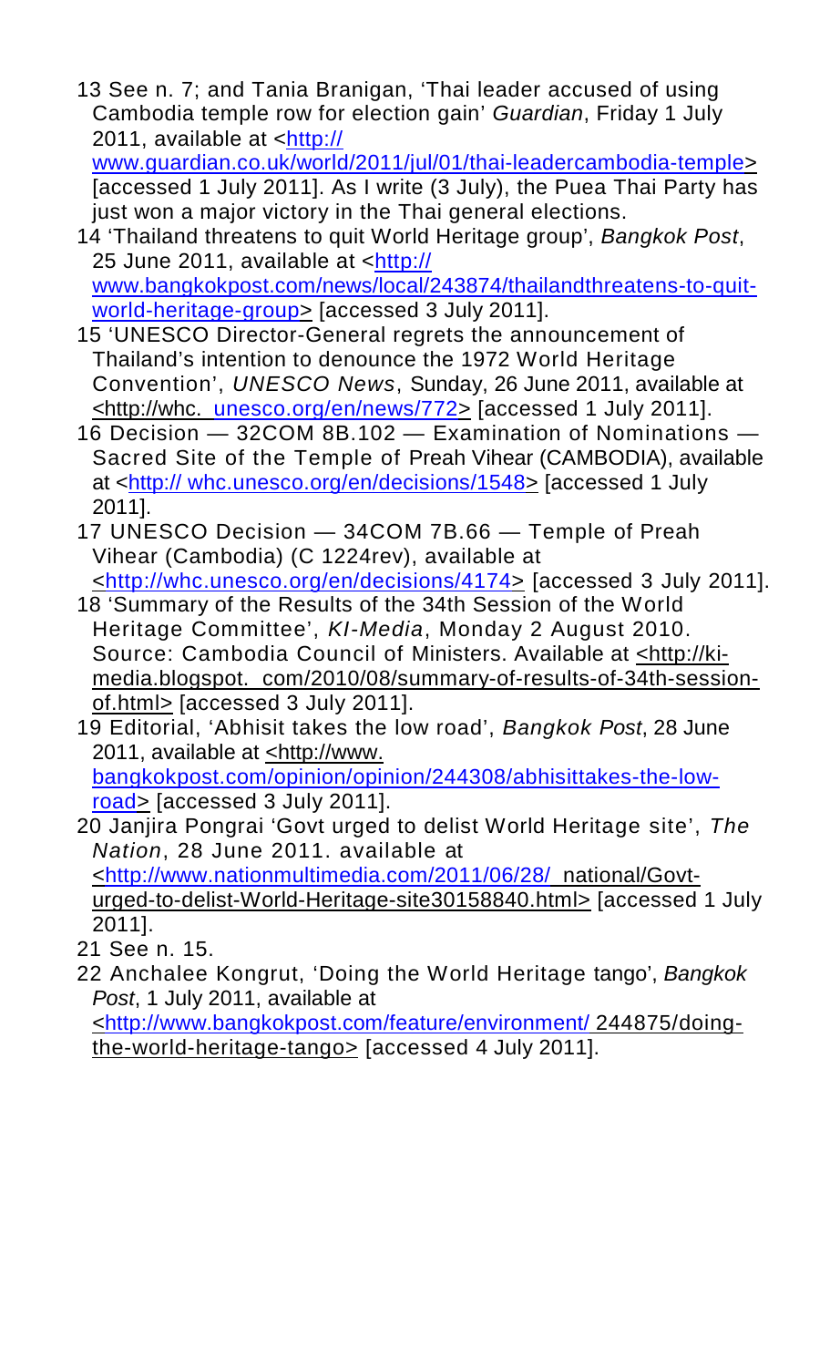13 See n. 7; and Tania Branigan, 'Thai leader accused of using Cambodia temple row for election gain' *Guardian*, Friday 1 July 2011, available at <http://www.guardian.co.uk/world/2011/jul/01/thai-leadercambodia-temple> [accessed 1 July 2011]. As I write (3 July), the Puea Thai Party has just won a major victory in the Thai general elections.

14 'Thailand threatens to quit World Heritage group', *Bangkok Post*, 25 June 2011, available at <http://www.bangkokpost.com/news/local/243874/thailandthreatens-to-quit-world-heritage-group> [accessed 3 July 2011].

15 'UNESCO Director-General regrets the announcement of Thailand's intention to denounce the 1972 World Heritage Convention', *UNESCO News*, Sunday, 26 June 2011, available at <http://whc. unesco.org/en/news/772> [accessed 1 July 2011].

16 Decision — 32COM 8B.102 — Examination of Nominations — Sacred Site of the Temple of Preah Vihear (CAMBODIA), available at <http:// whc.unesco.org/en/decisions/1548> [accessed 1 July 2011].

17 UNESCO Decision — 34COM 7B.66 — Temple of Preah Vihear (Cambodia) (C 1224rev), available at <http://whc.unesco.org/en/decisions/4174> [accessed 3 July 2011].

18 'Summary of the Results of the 34th Session of the World Heritage Committee', *KI-Media*, Monday 2 August 2010. Source: Cambodia Council of Ministers. Available at <http://ki-media.blogspot. com/2010/08/summary-of-results-of-34th-session-of.html> [accessed 3 July 2011].

19 Editorial, 'Abhisit takes the low road', *Bangkok Post*, 28 June 2011, available at <http://www. bangkokpost.com/opinion/opinion/244308/abhisittakes-the-low-road> [accessed 3 July 2011].

20 Janjira Pongrai 'Govt urged to delist World Heritage site', *The Nation*, 28 June 2011. available at <http://www.nationmultimedia.com/2011/06/28/ national/Govt-urged-to-delist-World-Heritage-site30158840.html> [accessed 1 July 2011].

21 See n. 15.

22 Anchalee Kongrut, 'Doing the World Heritage tango', *Bangkok Post*, 1 July 2011, available at <http://www.bangkokpost.com/feature/environment/ 244875/doing-the-world-heritage-tango> [accessed 4 July 2011].